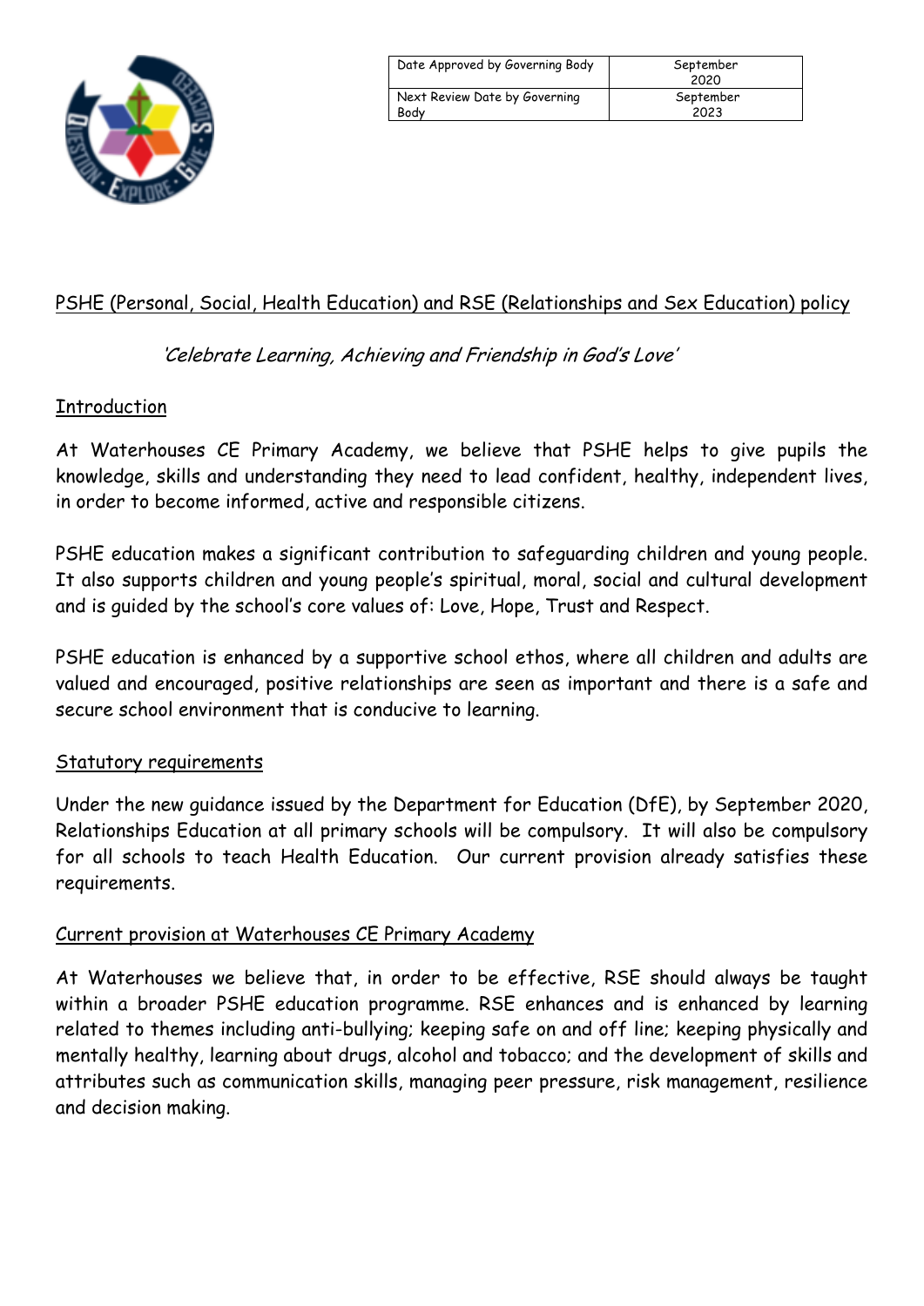| Date Approved by Governing Body | September 2020 |
| --- | --- |
| Next Review Date by Governing Body | September 2023 |

# PSHE (Personal, Social, Health Education) and RSE (Relationships and Sex Education) policy

*'Celebrate Learning, Achieving and Friendship in God's Love'*

## Introduction

At Waterhouses CE Primary Academy, we believe that PSHE helps to give pupils the knowledge, skills and understanding they need to lead confident, healthy, independent lives, in order to become informed, active and responsible citizens.

PSHE education makes a significant contribution to safeguarding children and young people. It also supports children and young people's spiritual, moral, social and cultural development and is guided by the school's core values of: Love, Hope, Trust and Respect.

PSHE education is enhanced by a supportive school ethos, where all children and adults are valued and encouraged, positive relationships are seen as important and there is a safe and secure school environment that is conducive to learning.

## Statutory requirements

Under the new guidance issued by the Department for Education (DfE), by September 2020, Relationships Education at all primary schools will be compulsory. It will also be compulsory for all schools to teach Health Education. Our current provision already satisfies these requirements.

## Current provision at Waterhouses CE Primary Academy

At Waterhouses we believe that, in order to be effective, RSE should always be taught within a broader PSHE education programme. RSE enhances and is enhanced by learning related to themes including anti-bullying; keeping safe on and off line; keeping physically and mentally healthy, learning about drugs, alcohol and tobacco; and the development of skills and attributes such as communication skills, managing peer pressure, risk management, resilience and decision making.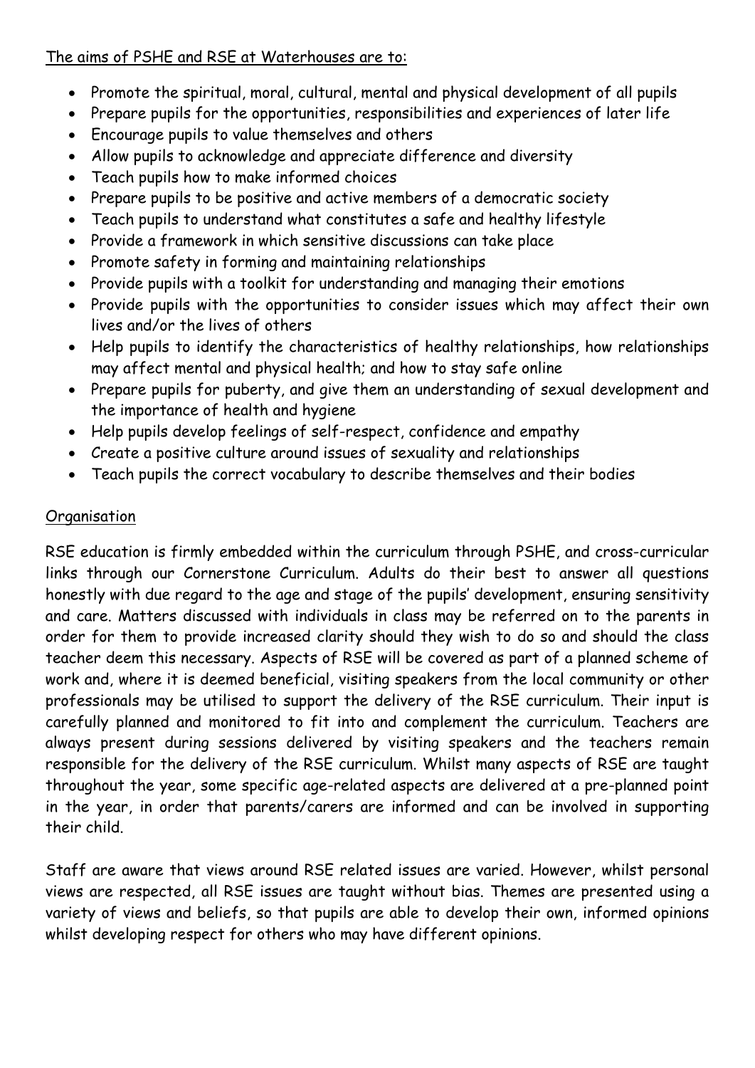The aims of PSHE and RSE at Waterhouses are to:

- Promote the spiritual, moral, cultural, mental and physical development of all pupils
- Prepare pupils for the opportunities, responsibilities and experiences of later life
- Encourage pupils to value themselves and others
- Allow pupils to acknowledge and appreciate difference and diversity
- Teach pupils how to make informed choices
- Prepare pupils to be positive and active members of a democratic society
- Teach pupils to understand what constitutes a safe and healthy lifestyle
- Provide a framework in which sensitive discussions can take place
- Promote safety in forming and maintaining relationships
- Provide pupils with a toolkit for understanding and managing their emotions
- Provide pupils with the opportunities to consider issues which may affect their own lives and/or the lives of others
- Help pupils to identify the characteristics of healthy relationships, how relationships may affect mental and physical health; and how to stay safe online
- Prepare pupils for puberty, and give them an understanding of sexual development and the importance of health and hygiene
- Help pupils develop feelings of self-respect, confidence and empathy
- Create a positive culture around issues of sexuality and relationships
- Teach pupils the correct vocabulary to describe themselves and their bodies

## Organisation

RSE education is firmly embedded within the curriculum through PSHE, and cross-curricular links through our Cornerstone Curriculum. Adults do their best to answer all questions honestly with due regard to the age and stage of the pupils' development, ensuring sensitivity and care. Matters discussed with individuals in class may be referred on to the parents in order for them to provide increased clarity should they wish to do so and should the class teacher deem this necessary. Aspects of RSE will be covered as part of a planned scheme of work and, where it is deemed beneficial, visiting speakers from the local community or other professionals may be utilised to support the delivery of the RSE curriculum. Their input is carefully planned and monitored to fit into and complement the curriculum. Teachers are always present during sessions delivered by visiting speakers and the teachers remain responsible for the delivery of the RSE curriculum. Whilst many aspects of RSE are taught throughout the year, some specific age-related aspects are delivered at a pre-planned point in the year, in order that parents/carers are informed and can be involved in supporting their child.

Staff are aware that views around RSE related issues are varied. However, whilst personal views are respected, all RSE issues are taught without bias. Themes are presented using a variety of views and beliefs, so that pupils are able to develop their own, informed opinions whilst developing respect for others who may have different opinions.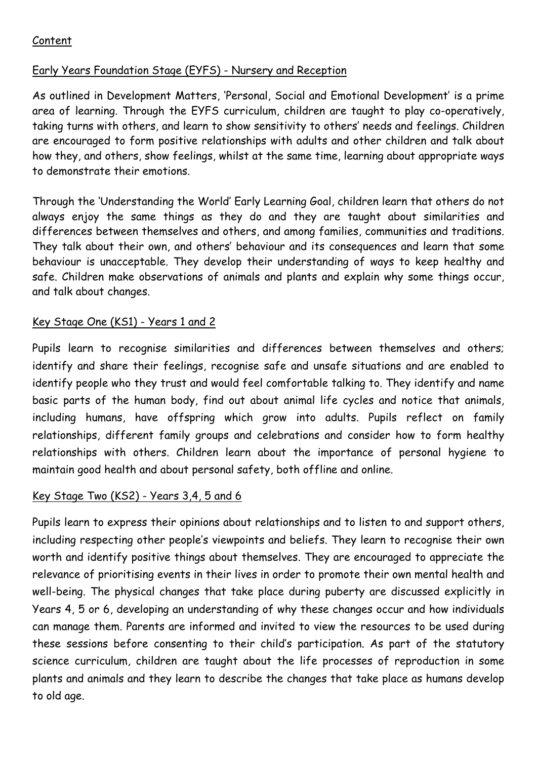## Content

### Early Years Foundation Stage (EYFS) - Nursery and Reception

As outlined in Development Matters, 'Personal, Social and Emotional Development' is a prime area of learning. Through the EYFS curriculum, children are taught to play co-operatively, taking turns with others, and learn to show sensitivity to others' needs and feelings. Children are encouraged to form positive relationships with adults and other children and talk about how they, and others, show feelings, whilst at the same time, learning about appropriate ways to demonstrate their emotions.

Through the 'Understanding the World' Early Learning Goal, children learn that others do not always enjoy the same things as they do and they are taught about similarities and differences between themselves and others, and among families, communities and traditions. They talk about their own, and others' behaviour and its consequences and learn that some behaviour is unacceptable. They develop their understanding of ways to keep healthy and safe. Children make observations of animals and plants and explain why some things occur, and talk about changes.

### Key Stage One (KS1) - Years 1 and 2

Pupils learn to recognise similarities and differences between themselves and others; identify and share their feelings, recognise safe and unsafe situations and are enabled to identify people who they trust and would feel comfortable talking to. They identify and name basic parts of the human body, find out about animal life cycles and notice that animals, including humans, have offspring which grow into adults. Pupils reflect on family relationships, different family groups and celebrations and consider how to form healthy relationships with others. Children learn about the importance of personal hygiene to maintain good health and about personal safety, both offline and online.

### Key Stage Two (KS2) - Years 3,4, 5 and 6

Pupils learn to express their opinions about relationships and to listen to and support others, including respecting other people's viewpoints and beliefs. They learn to recognise their own worth and identify positive things about themselves. They are encouraged to appreciate the relevance of prioritising events in their lives in order to promote their own mental health and well-being. The physical changes that take place during puberty are discussed explicitly in Years 4, 5 or 6, developing an understanding of why these changes occur and how individuals can manage them. Parents are informed and invited to view the resources to be used during these sessions before consenting to their child's participation. As part of the statutory science curriculum, children are taught about the life processes of reproduction in some plants and animals and they learn to describe the changes that take place as humans develop to old age.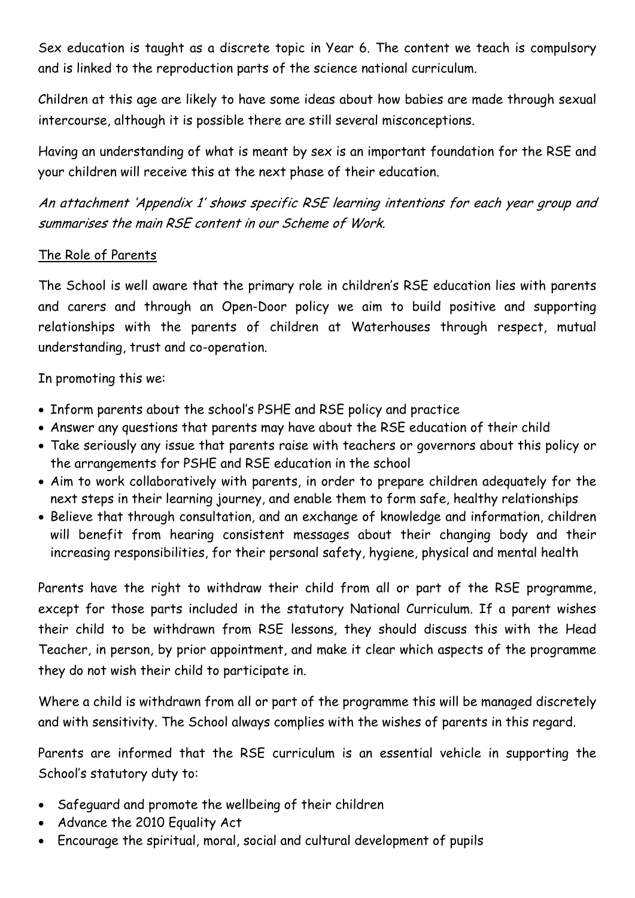Sex education is taught as a discrete topic in Year 6. The content we teach is compulsory and is linked to the reproduction parts of the science national curriculum.

Children at this age are likely to have some ideas about how babies are made through sexual intercourse, although it is possible there are still several misconceptions.

Having an understanding of what is meant by sex is an important foundation for the RSE and your children will receive this at the next phase of their education.

*An attachment 'Appendix 1' shows specific RSE learning intentions for each year group and summarises the main RSE content in our Scheme of Work.*

## The Role of Parents

The School is well aware that the primary role in children's RSE education lies with parents and carers and through an Open-Door policy we aim to build positive and supporting relationships with the parents of children at Waterhouses through respect, mutual understanding, trust and co-operation.

In promoting this we:

- Inform parents about the school's PSHE and RSE policy and practice
- Answer any questions that parents may have about the RSE education of their child
- Take seriously any issue that parents raise with teachers or governors about this policy or the arrangements for PSHE and RSE education in the school
- Aim to work collaboratively with parents, in order to prepare children adequately for the next steps in their learning journey, and enable them to form safe, healthy relationships
- Believe that through consultation, and an exchange of knowledge and information, children will benefit from hearing consistent messages about their changing body and their increasing responsibilities, for their personal safety, hygiene, physical and mental health

Parents have the right to withdraw their child from all or part of the RSE programme, except for those parts included in the statutory National Curriculum. If a parent wishes their child to be withdrawn from RSE lessons, they should discuss this with the Head Teacher, in person, by prior appointment, and make it clear which aspects of the programme they do not wish their child to participate in.

Where a child is withdrawn from all or part of the programme this will be managed discretely and with sensitivity. The School always complies with the wishes of parents in this regard.

Parents are informed that the RSE curriculum is an essential vehicle in supporting the School's statutory duty to:

- Safeguard and promote the wellbeing of their children
- Advance the 2010 Equality Act
- Encourage the spiritual, moral, social and cultural development of pupils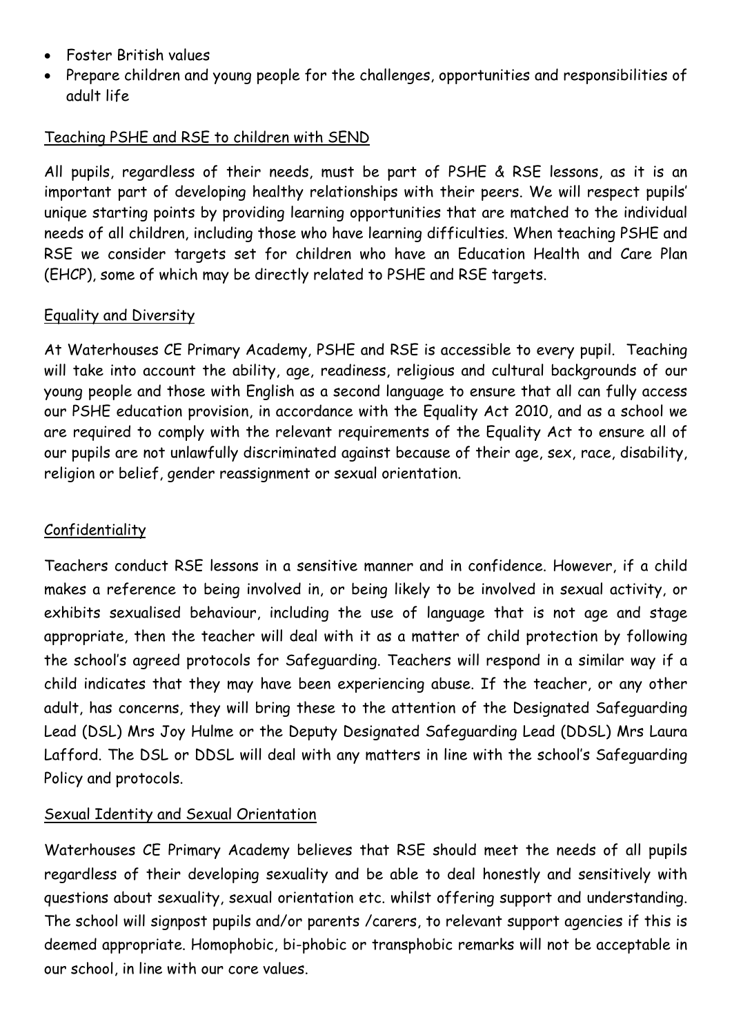- Foster British values
- Prepare children and young people for the challenges, opportunities and responsibilities of adult life

## Teaching PSHE and RSE to children with SEND

All pupils, regardless of their needs, must be part of PSHE & RSE lessons, as it is an important part of developing healthy relationships with their peers. We will respect pupils' unique starting points by providing learning opportunities that are matched to the individual needs of all children, including those who have learning difficulties. When teaching PSHE and RSE we consider targets set for children who have an Education Health and Care Plan (EHCP), some of which may be directly related to PSHE and RSE targets.

## Equality and Diversity

At Waterhouses CE Primary Academy, PSHE and RSE is accessible to every pupil. Teaching will take into account the ability, age, readiness, religious and cultural backgrounds of our young people and those with English as a second language to ensure that all can fully access our PSHE education provision, in accordance with the Equality Act 2010, and as a school we are required to comply with the relevant requirements of the Equality Act to ensure all of our pupils are not unlawfully discriminated against because of their age, sex, race, disability, religion or belief, gender reassignment or sexual orientation.

## Confidentiality

Teachers conduct RSE lessons in a sensitive manner and in confidence. However, if a child makes a reference to being involved in, or being likely to be involved in sexual activity, or exhibits sexualised behaviour, including the use of language that is not age and stage appropriate, then the teacher will deal with it as a matter of child protection by following the school's agreed protocols for Safeguarding. Teachers will respond in a similar way if a child indicates that they may have been experiencing abuse. If the teacher, or any other adult, has concerns, they will bring these to the attention of the Designated Safeguarding Lead (DSL) Mrs Joy Hulme or the Deputy Designated Safeguarding Lead (DDSL) Mrs Laura Lafford. The DSL or DDSL will deal with any matters in line with the school's Safeguarding Policy and protocols.

## Sexual Identity and Sexual Orientation

Waterhouses CE Primary Academy believes that RSE should meet the needs of all pupils regardless of their developing sexuality and be able to deal honestly and sensitively with questions about sexuality, sexual orientation etc. whilst offering support and understanding. The school will signpost pupils and/or parents /carers, to relevant support agencies if this is deemed appropriate. Homophobic, bi-phobic or transphobic remarks will not be acceptable in our school, in line with our core values.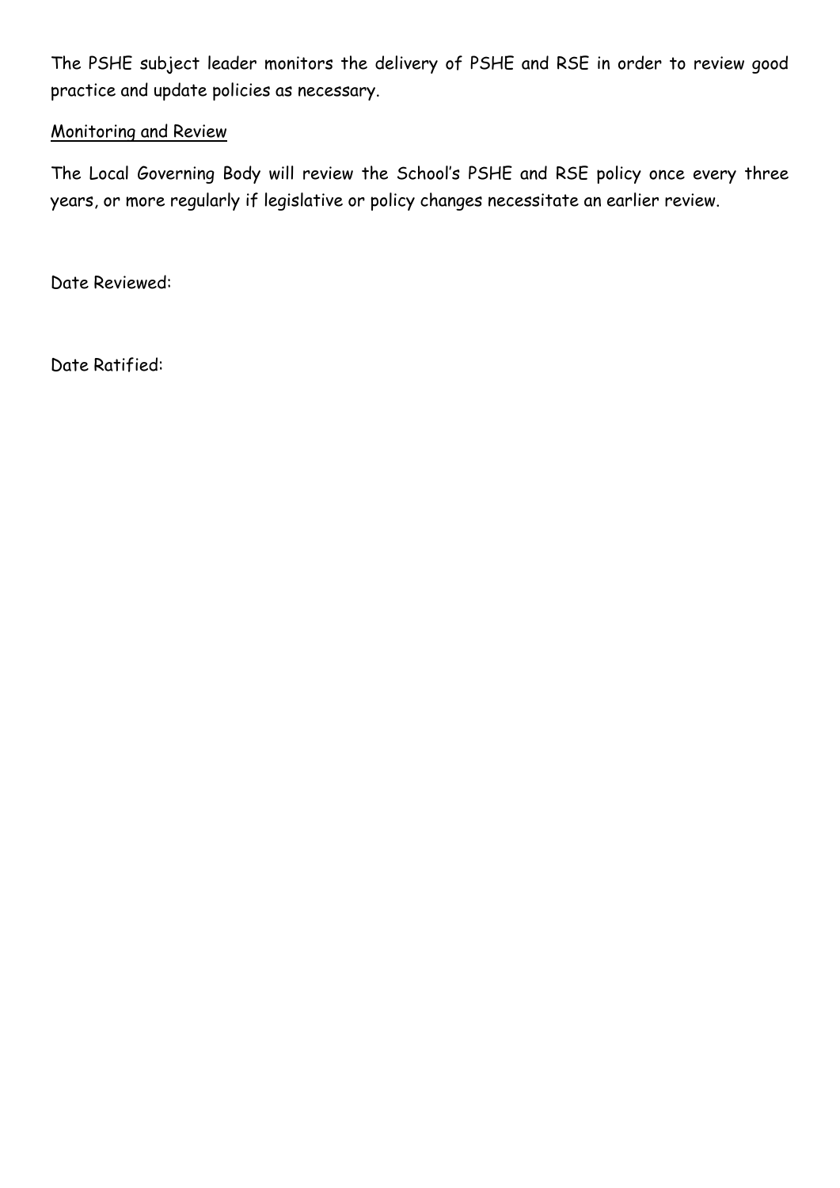The PSHE subject leader monitors the delivery of PSHE and RSE in order to review good practice and update policies as necessary.

## Monitoring and Review

The Local Governing Body will review the School's PSHE and RSE policy once every three years, or more regularly if legislative or policy changes necessitate an earlier review.

Date Reviewed:

Date Ratified: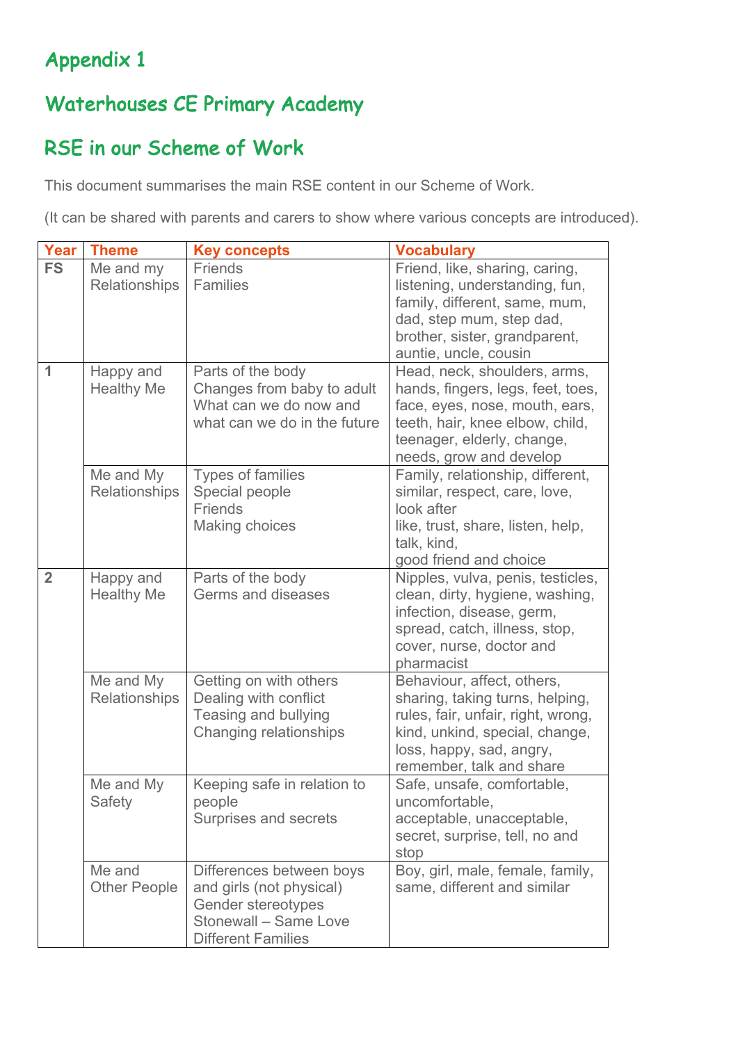# Appendix 1

## Waterhouses CE Primary Academy

## RSE in our Scheme of Work

This document summarises the main RSE content in our Scheme of Work.

(It can be shared with parents and carers to show where various concepts are introduced).

| Year | Theme | Key concepts | Vocabulary |
|---|---|---|---|
| FS | Me and my Relationships | Friends<br>Families | Friend, like, sharing, caring, listening, understanding, fun, family, different, same, mum, dad, step mum, step dad, brother, sister, grandparent, auntie, uncle, cousin |
| 1 | Happy and Healthy Me | Parts of the body<br>Changes from baby to adult<br>What can we do now and what can we do in the future | Head, neck, shoulders, arms, hands, fingers, legs, feet, toes, face, eyes, nose, mouth, ears, teeth, hair, knee elbow, child, teenager, elderly, change, needs, grow and develop |
| | Me and My Relationships | Types of families<br>Special people<br>Friends<br>Making choices | Family, relationship, different, similar, respect, care, love, look after<br>like, trust, share, listen, help, talk, kind,<br>good friend and choice |
| 2 | Happy and Healthy Me | Parts of the body<br>Germs and diseases | Nipples, vulva, penis, testicles, clean, dirty, hygiene, washing, infection, disease, germ, spread, catch, illness, stop, cover, nurse, doctor and pharmacist |
| | Me and My Relationships | Getting on with others<br>Dealing with conflict<br>Teasing and bullying<br>Changing relationships | Behaviour, affect, others, sharing, taking turns, helping, rules, fair, unfair, right, wrong, kind, unkind, special, change, loss, happy, sad, angry, remember, talk and share |
| | Me and My Safety | Keeping safe in relation to people<br>Surprises and secrets | Safe, unsafe, comfortable, uncomfortable,<br>acceptable, unacceptable, secret, surprise, tell, no and stop |
| | Me and Other People | Differences between boys and girls (not physical)<br>Gender stereotypes<br>Stonewall – Same Love Different Families | Boy, girl, male, female, family, same, different and similar |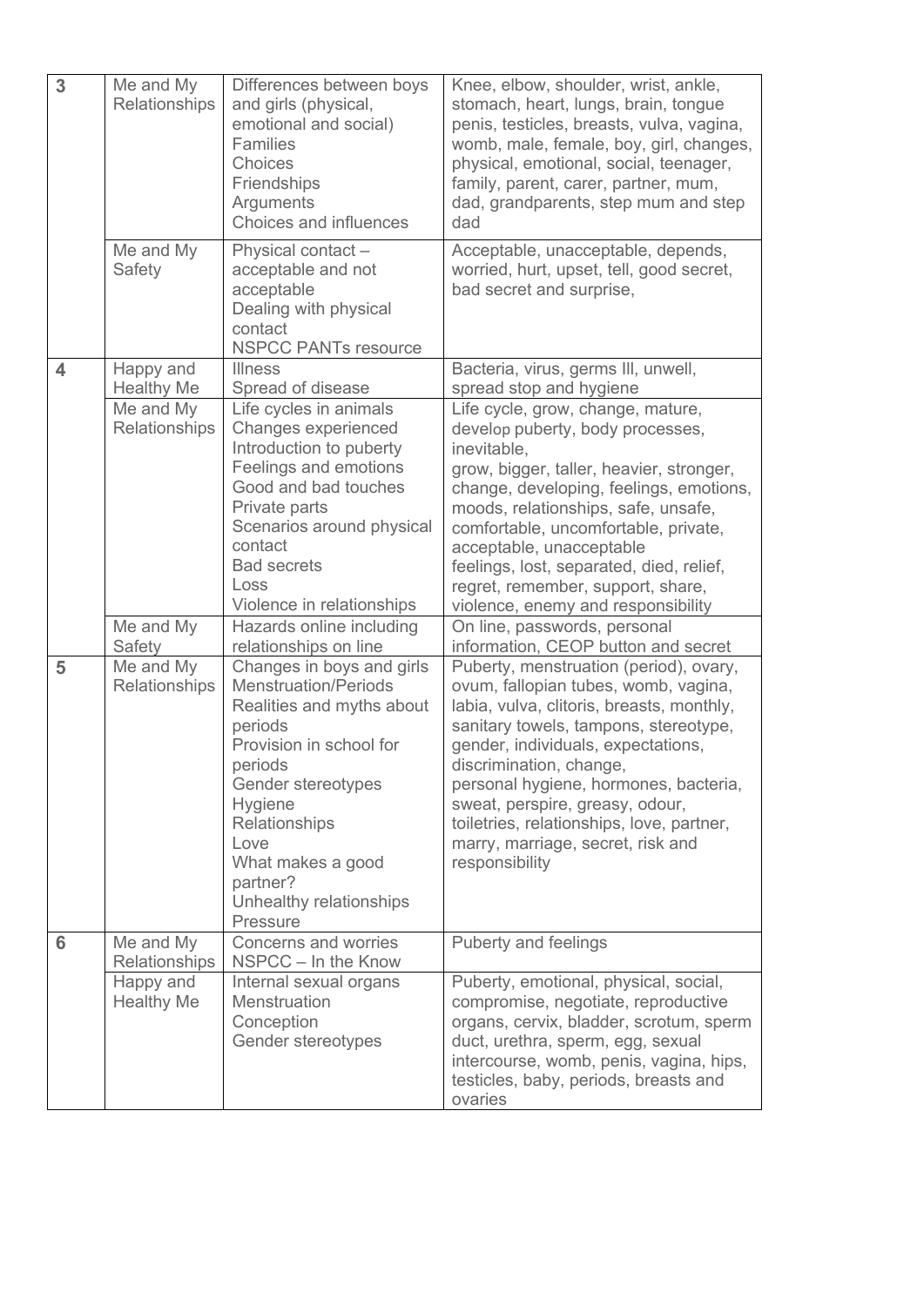| | | | |
|---|---|---|---|
| 3 | Me and My Relationships | Differences between boys and girls (physical, emotional and social)<br>Families<br>Choices<br>Friendships<br>Arguments<br>Choices and influences | Knee, elbow, shoulder, wrist, ankle, stomach, heart, lungs, brain, tongue penis, testicles, breasts, vulva, vagina, womb, male, female, boy, girl, changes, physical, emotional, social, teenager, family, parent, carer, partner, mum, dad, grandparents, step mum and step dad |
| | Me and My Safety | Physical contact – acceptable and not acceptable<br>Dealing with physical contact<br>NSPCC PANTs resource | Acceptable, unacceptable, depends, worried, hurt, upset, tell, good secret, bad secret and surprise, |
| 4 | Happy and Healthy Me | Illness<br>Spread of disease | Bacteria, virus, germs Ill, unwell, spread stop and hygiene |
| | Me and My Relationships | Life cycles in animals<br>Changes experienced<br>Introduction to puberty<br>Feelings and emotions<br>Good and bad touches<br>Private parts<br>Scenarios around physical contact<br>Bad secrets<br>Loss<br>Violence in relationships | Life cycle, grow, change, mature, develop puberty, body processes, inevitable,<br>grow, bigger, taller, heavier, stronger, change, developing, feelings, emotions, moods, relationships, safe, unsafe, comfortable, uncomfortable, private, acceptable, unacceptable<br>feelings, lost, separated, died, relief, regret, remember, support, share, violence, enemy and responsibility |
| | Me and My Safety | Hazards online including relationships on line | On line, passwords, personal information, CEOP button and secret |
| 5 | Me and My Relationships | Changes in boys and girls<br>Menstruation/Periods<br>Realities and myths about periods<br>Provision in school for periods<br>Gender stereotypes<br>Hygiene<br>Relationships<br>Love<br>What makes a good partner?<br>Unhealthy relationships<br>Pressure | Puberty, menstruation (period), ovary, ovum, fallopian tubes, womb, vagina, labia, vulva, clitoris, breasts, monthly, sanitary towels, tampons, stereotype, gender, individuals, expectations, discrimination, change,<br>personal hygiene, hormones, bacteria, sweat, perspire, greasy, odour, toiletries, relationships, love, partner, marry, marriage, secret, risk and responsibility |
| 6 | Me and My Relationships | Concerns and worries<br>NSPCC – In the Know | Puberty and feelings |
| | Happy and Healthy Me | Internal sexual organs<br>Menstruation<br>Conception<br>Gender stereotypes | Puberty, emotional, physical, social, compromise, negotiate, reproductive organs, cervix, bladder, scrotum, sperm duct, urethra, sperm, egg, sexual intercourse, womb, penis, vagina, hips, testicles, baby, periods, breasts and ovaries |